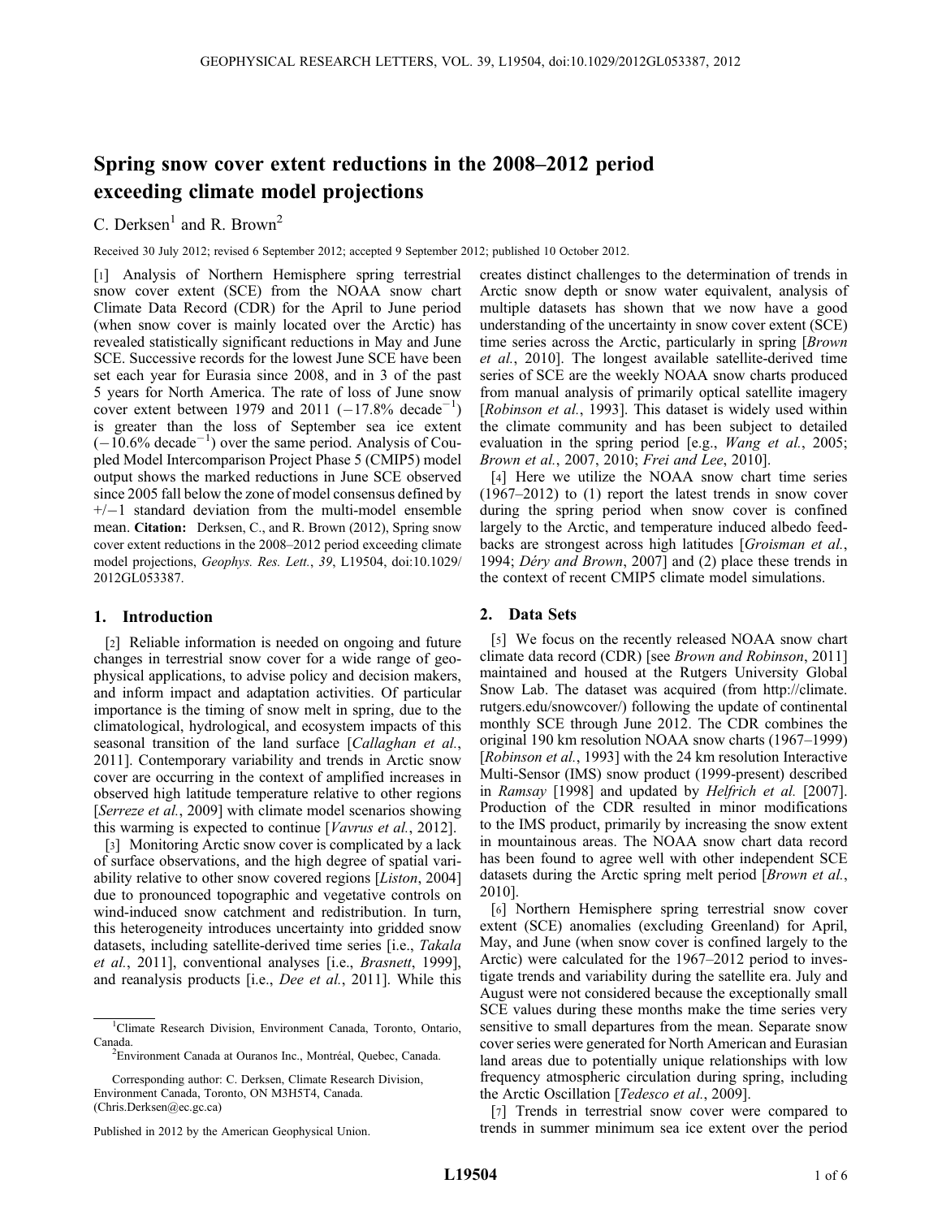# Spring snow cover extent reductions in the 2008–2012 period exceeding climate model projections

C. Derksen[1] and R. Brown[2]

Received 30 July 2012; revised 6 September 2012; accepted 9 September 2012; published 10 October 2012.

[1] Analysis of Northern Hemisphere spring terrestrial snow cover extent (SCE) from the NOAA snow chart Climate Data Record (CDR) for the April to June period (when snow cover is mainly located over the Arctic) has revealed statistically significant reductions in May and June SCE. Successive records for the lowest June SCE have been set each year for Eurasia since 2008, and in 3 of the past 5 years for North America. The rate of loss of June snow cover extent between 1979 and 2011 ($-17.8\%$ decade$^{-1}$) is greater than the loss of September sea ice extent ($-10.6\%$ decade$^{-1}$) over the same period. Analysis of Coupled Model Intercomparison Project Phase 5 (CMIP5) model output shows the marked reductions in June SCE observed since 2005 fall below the zone of model consensus defined by +/−1 standard deviation from the multi-model ensemble mean. **Citation:** Derksen, C., and R. Brown (2012), Spring snow cover extent reductions in the 2008–2012 period exceeding climate model projections, *Geophys. Res. Lett.*, *39*, L19504, doi:10.1029/2012GL053387.

## 1. Introduction

[2] Reliable information is needed on ongoing and future changes in terrestrial snow cover for a wide range of geophysical applications, to advise policy and decision makers, and inform impact and adaptation activities. Of particular importance is the timing of snow melt in spring, due to the climatological, hydrological, and ecosystem impacts of this seasonal transition of the land surface [*Callaghan et al.*, 2011]. Contemporary variability and trends in Arctic snow cover are occurring in the context of amplified increases in observed high latitude temperature relative to other regions [*Serreze et al.*, 2009] with climate model scenarios showing this warming is expected to continue [*Vavrus et al.*, 2012].

[3] Monitoring Arctic snow cover is complicated by a lack of surface observations, and the high degree of spatial variability relative to other snow covered regions [*Liston*, 2004] due to pronounced topographic and vegetative controls on wind-induced snow catchment and redistribution. In turn, this heterogeneity introduces uncertainty into gridded snow datasets, including satellite-derived time series [i.e., *Takala et al.*, 2011], conventional analyses [i.e., *Brasnett*, 1999], and reanalysis products [i.e., *Dee et al.*, 2011]. While this creates distinct challenges to the determination of trends in Arctic snow depth or snow water equivalent, analysis of multiple datasets has shown that we now have a good understanding of the uncertainty in snow cover extent (SCE) time series across the Arctic, particularly in spring [*Brown et al.*, 2010]. The longest available satellite-derived time series of SCE are the weekly NOAA snow charts produced from manual analysis of primarily optical satellite imagery [*Robinson et al.*, 1993]. This dataset is widely used within the climate community and has been subject to detailed evaluation in the spring period [e.g., *Wang et al.*, 2005; *Brown et al.*, 2007, 2010; *Frei and Lee*, 2010].

[4] Here we utilize the NOAA snow chart time series (1967–2012) to (1) report the latest trends in snow cover during the spring period when snow cover is confined largely to the Arctic, and temperature induced albedo feedbacks are strongest across high latitudes [*Groisman et al.*, 1994; *Déry and Brown*, 2007] and (2) place these trends in the context of recent CMIP5 climate model simulations.

## 2. Data Sets

[5] We focus on the recently released NOAA snow chart climate data record (CDR) [see *Brown and Robinson*, 2011] maintained and housed at the Rutgers University Global Snow Lab. The dataset was acquired (from http://climate.rutgers.edu/snowcover/) following the update of continental monthly SCE through June 2012. The CDR combines the original 190 km resolution NOAA snow charts (1967–1999) [*Robinson et al.*, 1993] with the 24 km resolution Interactive Multi-Sensor (IMS) snow product (1999-present) described in *Ramsay* [1998] and updated by *Helfrich et al.* [2007]. Production of the CDR resulted in minor modifications to the IMS product, primarily by increasing the snow extent in mountainous areas. The NOAA snow chart data record has been found to agree well with other independent SCE datasets during the Arctic spring melt period [*Brown et al.*, 2010].

[6] Northern Hemisphere spring terrestrial snow cover extent (SCE) anomalies (excluding Greenland) for April, May, and June (when snow cover is confined largely to the Arctic) were calculated for the 1967–2012 period to investigate trends and variability during the satellite era. July and August were not considered because the exceptionally small SCE values during these months make the time series very sensitive to small departures from the mean. Separate snow cover series were generated for North American and Eurasian land areas due to potentially unique relationships with low frequency atmospheric circulation during spring, including the Arctic Oscillation [*Tedesco et al.*, 2009].

[7] Trends in terrestrial snow cover were compared to trends in summer minimum sea ice extent over the period

[1] Climate Research Division, Environment Canada, Toronto, Ontario, Canada.

[2] Environment Canada at Ouranos Inc., Montréal, Quebec, Canada.

Corresponding author: C. Derksen, Climate Research Division, Environment Canada, Toronto, ON M3H5T4, Canada. (Chris.Derksen@ec.gc.ca)

Published in 2012 by the American Geophysical Union.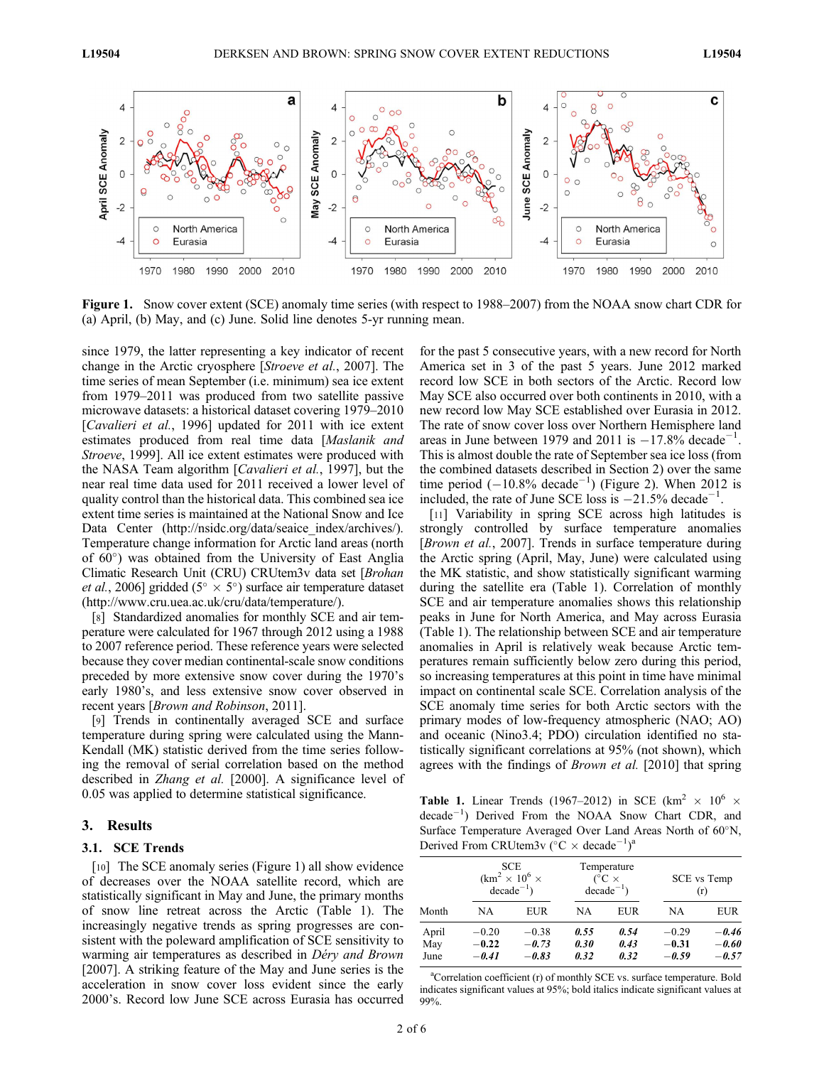**Figure 1.** Snow cover extent (SCE) anomaly time series (with respect to 1988–2007) from the NOAA snow chart CDR for (a) April, (b) May, and (c) June. Solid line denotes 5-yr running mean.

since 1979, the latter representing a key indicator of recent change in the Arctic cryosphere [*Stroeve et al.*, 2007]. The time series of mean September (i.e. minimum) sea ice extent from 1979–2011 was produced from two satellite passive microwave datasets: a historical dataset covering 1979–2010 [*Cavalieri et al.*, 1996] updated for 2011 with ice extent estimates produced from real time data [*Maslanik and Stroeve*, 1999]. All ice extent estimates were produced with the NASA Team algorithm [*Cavalieri et al.*, 1997], but the near real time data used for 2011 received a lower level of quality control than the historical data. This combined sea ice extent time series is maintained at the National Snow and Ice Data Center (http://nsidc.org/data/seaice_index/archives/). Temperature change information for Arctic land areas (north of 60°) was obtained from the University of East Anglia Climatic Research Unit (CRU) CRUtem3v data set [*Brohan et al.*, 2006] gridded (5° × 5°) surface air temperature dataset (http://www.cru.uea.ac.uk/cru/data/temperature/).

[8] Standardized anomalies for monthly SCE and air temperature were calculated for 1967 through 2012 using a 1988 to 2007 reference period. These reference years were selected because they cover median continental-scale snow conditions preceded by more extensive snow cover during the 1970's early 1980's, and less extensive snow cover observed in recent years [*Brown and Robinson*, 2011].

[9] Trends in continentally averaged SCE and surface temperature during spring were calculated using the Mann-Kendall (MK) statistic derived from the time series following the removal of serial correlation based on the method described in *Zhang et al.* [2000]. A significance level of 0.05 was applied to determine statistical significance.

## 3. Results

### 3.1. SCE Trends

[10] The SCE anomaly series (Figure 1) all show evidence of decreases over the NOAA satellite record, which are statistically significant in May and June, the primary months of snow line retreat across the Arctic (Table 1). The increasingly negative trends as spring progresses are consistent with the poleward amplification of SCE sensitivity to warming air temperatures as described in *Déry and Brown* [2007]. A striking feature of the May and June series is the acceleration in snow cover loss evident since the early 2000's. Record low June SCE across Eurasia has occurred for the past 5 consecutive years, with a new record for North America set in 3 of the past 5 years. June 2012 marked record low SCE in both sectors of the Arctic. Record low May SCE also occurred over both continents in 2010, with a new record low May SCE established over Eurasia in 2012. The rate of snow cover loss over Northern Hemisphere land areas in June between 1979 and 2011 is −17.8% decade$^{-1}$. This is almost double the rate of September sea ice loss (from the combined datasets described in Section 2) over the same time period (−10.8% decade$^{-1}$) (Figure 2). When 2012 is included, the rate of June SCE loss is −21.5% decade$^{-1}$.

[11] Variability in spring SCE across high latitudes is strongly controlled by surface temperature anomalies [*Brown et al.*, 2007]. Trends in surface temperature during the Arctic spring (April, May, June) were calculated using the MK statistic, and show statistically significant warming during the satellite era (Table 1). Correlation of monthly SCE and air temperature anomalies shows this relationship peaks in June for North America, and May across Eurasia (Table 1). The relationship between SCE and air temperature anomalies in April is relatively weak because Arctic temperatures remain sufficiently below zero during this period, so increasing temperatures at this point in time have minimal impact on continental scale SCE. Correlation analysis of the SCE anomaly time series for both Arctic sectors with the primary modes of low-frequency atmospheric (NAO; AO) and oceanic (Nino3.4; PDO) circulation identified no statistically significant correlations at 95% (not shown), which agrees with the findings of *Brown et al.* [2010] that spring

**Table 1.** Linear Trends (1967–2012) in SCE (km$^2$ × 10$^6$ × decade$^{-1}$) Derived From the NOAA Snow Chart CDR, and Surface Temperature Averaged Over Land Areas North of 60°N, Derived From CRUtem3v (°C × decade$^{-1}$)[a]

| | SCE (km$^2$ × 10$^6$ × decade$^{-1}$) | | Temperature (°C × decade$^{-1}$) | | SCE vs Temp (r) | |
|---|---|---|---|---|---|---|
| Month | NA | EUR | NA | EUR | NA | EUR |
| April | −0.20 | −0.38 | ***0.55*** | ***0.54*** | −0.29 | ***−0.46*** |
| May | **−0.22** | ***−0.73*** | ***0.30*** | ***0.43*** | **−0.31** | ***−0.60*** |
| June | ***−0.41*** | ***−0.83*** | ***0.32*** | ***0.32*** | ***−0.59*** | ***−0.57*** |

[a]Correlation coefficient (r) of monthly SCE vs. surface temperature. Bold indicates significant values at 95%; bold italics indicate significant values at 99%.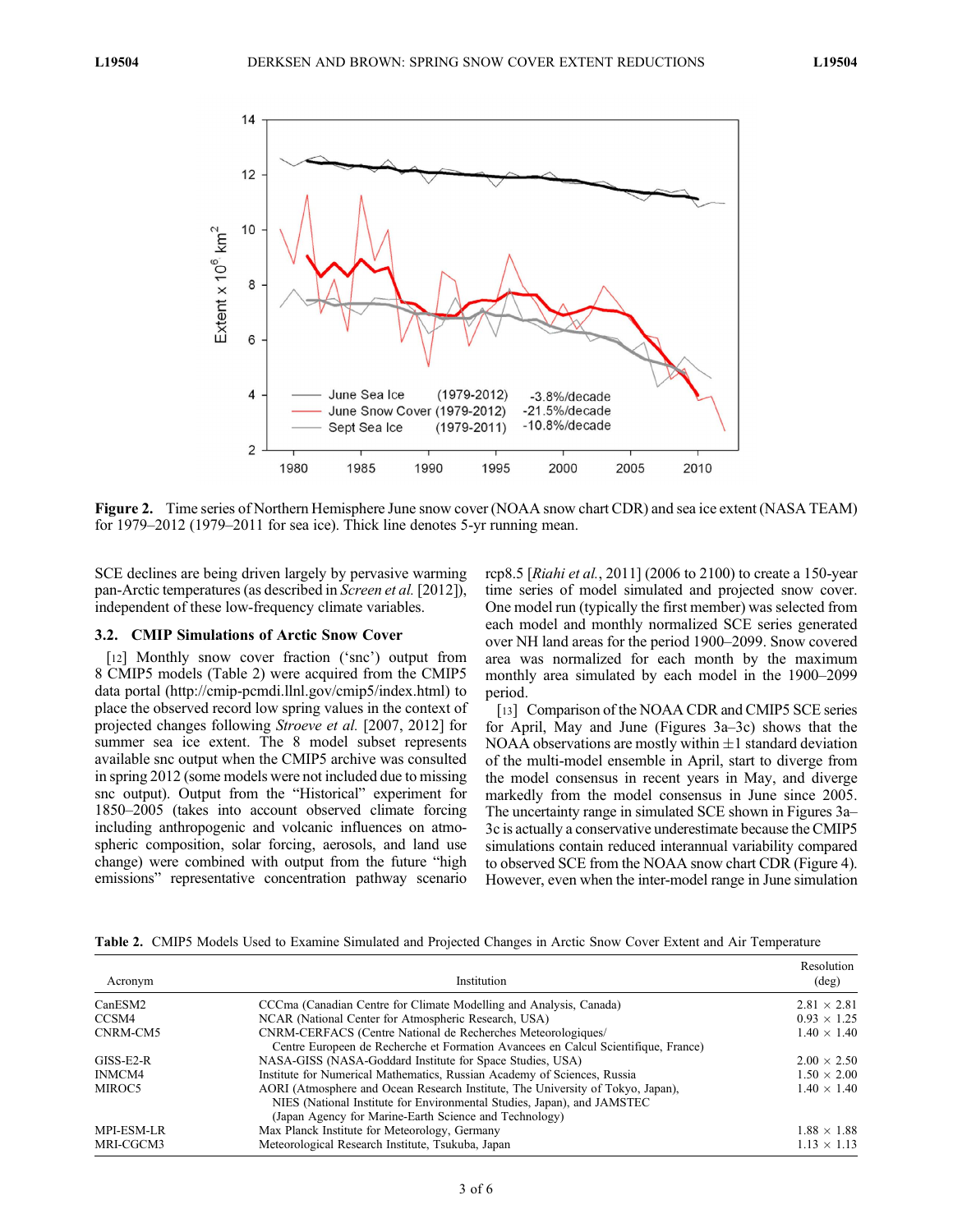Figure 2. Time series of Northern Hemisphere June snow cover (NOAA snow chart CDR) and sea ice extent (NASA TEAM) for 1979–2012 (1979–2011 for sea ice). Thick line denotes 5-yr running mean.

SCE declines are being driven largely by pervasive warming pan-Arctic temperatures (as described in *Screen et al.* [2012]), independent of these low-frequency climate variables.

### 3.2. CMIP Simulations of Arctic Snow Cover

[12] Monthly snow cover fraction ('snc') output from 8 CMIP5 models (Table 2) were acquired from the CMIP5 data portal (http://cmip-pcmdi.llnl.gov/cmip5/index.html) to place the observed record low spring values in the context of projected changes following *Stroeve et al.* [2007, 2012] for summer sea ice extent. The 8 model subset represents available snc output when the CMIP5 archive was consulted in spring 2012 (some models were not included due to missing snc output). Output from the "Historical" experiment for 1850–2005 (takes into account observed climate forcing including anthropogenic and volcanic influences on atmospheric composition, solar forcing, aerosols, and land use change) were combined with output from the future "high emissions" representative concentration pathway scenario rcp8.5 [*Riahi et al.*, 2011] (2006 to 2100) to create a 150-year time series of model simulated and projected snow cover. One model run (typically the first member) was selected from each model and monthly normalized SCE series generated over NH land areas for the period 1900–2099. Snow covered area was normalized for each month by the maximum monthly area simulated by each model in the 1900–2099 period.

[13] Comparison of the NOAA CDR and CMIP5 SCE series for April, May and June (Figures 3a–3c) shows that the NOAA observations are mostly within ±1 standard deviation of the multi-model ensemble in April, start to diverge from the model consensus in recent years in May, and diverge markedly from the model consensus in June since 2005. The uncertainty range in simulated SCE shown in Figures 3a–3c is actually a conservative underestimate because the CMIP5 simulations contain reduced interannual variability compared to observed SCE from the NOAA snow chart CDR (Figure 4). However, even when the inter-model range in June simulation

**Table 2.** CMIP5 Models Used to Examine Simulated and Projected Changes in Arctic Snow Cover Extent and Air Temperature

| Acronym | Institution | Resolution (deg) |
|---|---|---|
| CanESM2 | CCCma (Canadian Centre for Climate Modelling and Analysis, Canada) | 2.81 × 2.81 |
| CCSM4 | NCAR (National Center for Atmospheric Research, USA) | 0.93 × 1.25 |
| CNRM-CM5 | CNRM-CERFACS (Centre National de Recherches Meteorologiques/ Centre Europeen de Recherche et Formation Avancees en Calcul Scientifique, France) | 1.40 × 1.40 |
| GISS-E2-R | NASA-GISS (NASA-Goddard Institute for Space Studies, USA) | 2.00 × 2.50 |
| INMCM4 | Institute for Numerical Mathematics, Russian Academy of Sciences, Russia | 1.50 × 2.00 |
| MIROC5 | AORI (Atmosphere and Ocean Research Institute, The University of Tokyo, Japan), NIES (National Institute for Environmental Studies, Japan), and JAMSTEC (Japan Agency for Marine-Earth Science and Technology) | 1.40 × 1.40 |
| MPI-ESM-LR | Max Planck Institute for Meteorology, Germany | 1.88 × 1.88 |
| MRI-CGCM3 | Meteorological Research Institute, Tsukuba, Japan | 1.13 × 1.13 |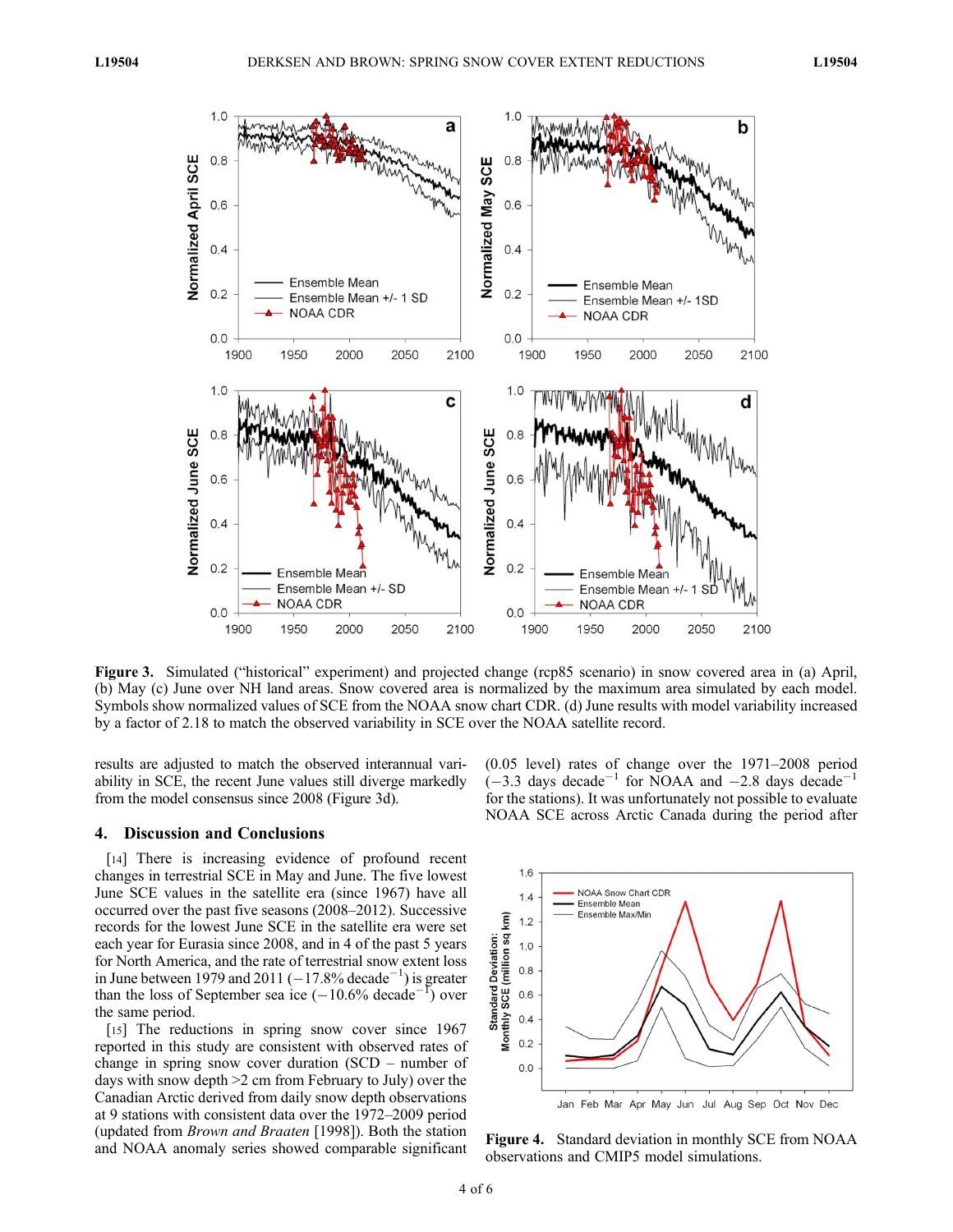Figure 3. Simulated ("historical" experiment) and projected change (rcp85 scenario) in snow covered area in (a) April, (b) May (c) June over NH land areas. Snow covered area is normalized by the maximum area simulated by each model. Symbols show normalized values of SCE from the NOAA snow chart CDR. (d) June results with model variability increased by a factor of 2.18 to match the observed variability in SCE over the NOAA satellite record.

results are adjusted to match the observed interannual variability in SCE, the recent June values still diverge markedly from the model consensus since 2008 (Figure 3d).

## 4. Discussion and Conclusions

[14] There is increasing evidence of profound recent changes in terrestrial SCE in May and June. The five lowest June SCE values in the satellite era (since 1967) have all occurred over the past five seasons (2008–2012). Successive records for the lowest June SCE in the satellite era were set each year for Eurasia since 2008, and in 4 of the past 5 years for North America, and the rate of terrestrial snow extent loss in June between 1979 and 2011 ($-17.8\%$ decade$^{-1}$) is greater than the loss of September sea ice ($-10.6\%$ decade$^{-1}$) over the same period.

[15] The reductions in spring snow cover since 1967 reported in this study are consistent with observed rates of change in spring snow cover duration (SCD – number of days with snow depth >2 cm from February to July) over the Canadian Arctic derived from daily snow depth observations at 9 stations with consistent data over the 1972–2009 period (updated from *Brown and Braaten* [1998]). Both the station and NOAA anomaly series showed comparable significant (0.05 level) rates of change over the 1971–2008 period ($-3.3$ days decade$^{-1}$ for NOAA and $-2.8$ days decade$^{-1}$ for the stations). It was unfortunately not possible to evaluate NOAA SCE across Arctic Canada during the period after

Figure 4. Standard deviation in monthly SCE from NOAA observations and CMIP5 model simulations.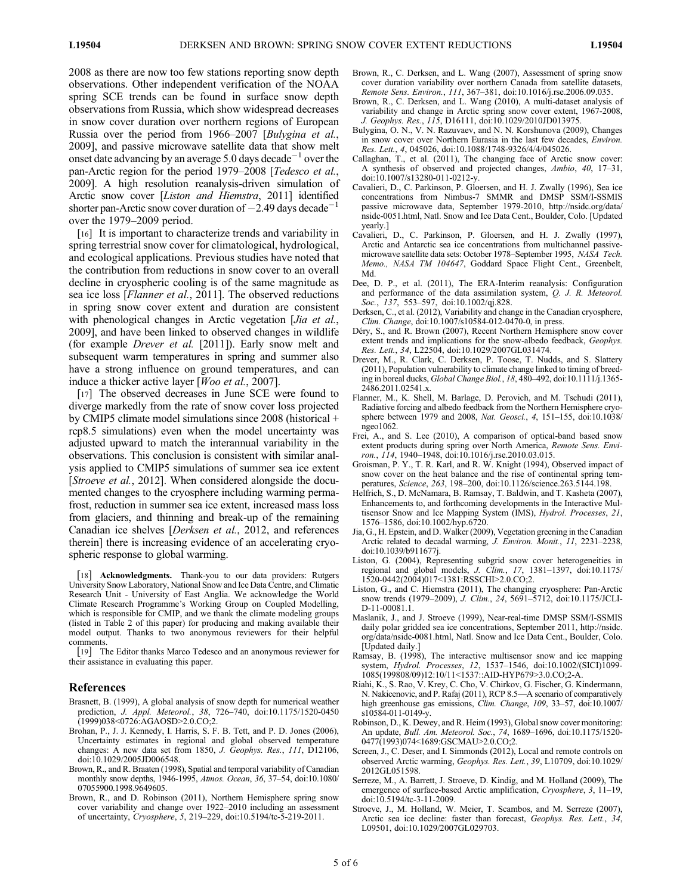2008 as there are now too few stations reporting snow depth observations. Other independent verification of the NOAA spring SCE trends can be found in surface snow depth observations from Russia, which show widespread decreases in snow cover duration over northern regions of European Russia over the period from 1966–2007 [*Bulygina et al.*, 2009], and passive microwave satellite data that show melt onset date advancing by an average 5.0 days decade$^{-1}$ over the pan-Arctic region for the period 1979–2008 [*Tedesco et al.*, 2009]. A high resolution reanalysis-driven simulation of Arctic snow cover [*Liston and Hiemstra*, 2011] identified shorter pan-Arctic snow cover duration of $-2.49$ days decade$^{-1}$ over the 1979–2009 period.

[16] It is important to characterize trends and variability in spring terrestrial snow cover for climatological, hydrological, and ecological applications. Previous studies have noted that the contribution from reductions in snow cover to an overall decline in cryospheric cooling is of the same magnitude as sea ice loss [*Flanner et al.*, 2011]. The observed reductions in spring snow cover extent and duration are consistent with phenological changes in Arctic vegetation [*Jia et al.*, 2009], and have been linked to observed changes in wildlife (for example *Drever et al.* [2011]). Early snow melt and subsequent warm temperatures in spring and summer also have a strong influence on ground temperatures, and can induce a thicker active layer [*Woo et al.*, 2007].

[17] The observed decreases in June SCE were found to diverge markedly from the rate of snow cover loss projected by CMIP5 climate model simulations since 2008 (historical + rcp8.5 simulations) even when the model uncertainty was adjusted upward to match the interannual variability in the observations. This conclusion is consistent with similar analysis applied to CMIP5 simulations of summer sea ice extent [*Stroeve et al.*, 2012]. When considered alongside the documented changes to the cryosphere including warming permafrost, reduction in summer sea ice extent, increased mass loss from glaciers, and thinning and break-up of the remaining Canadian ice shelves [*Derksen et al.*, 2012, and references therein] there is increasing evidence of an accelerating cryospheric response to global warming.

[18] **Acknowledgments.** Thank-you to our data providers: Rutgers University Snow Laboratory, National Snow and Ice Data Centre, and Climatic Research Unit - University of East Anglia. We acknowledge the World Climate Research Programme's Working Group on Coupled Modelling, which is responsible for CMIP, and we thank the climate modeling groups (listed in Table 2 of this paper) for producing and making available their model output. Thanks to two anonymous reviewers for their helpful comments.

[19] The Editor thanks Marco Tedesco and an anonymous reviewer for their assistance in evaluating this paper.

## References

Brasnett, B. (1999), A global analysis of snow depth for numerical weather prediction, *J. Appl. Meteorol.*, *38*, 726–740, doi:10.1175/1520-0450(1999)038<0726:AGAOSD>2.0.CO;2.

Brohan, P., J. J. Kennedy, I. Harris, S. F. B. Tett, and P. D. Jones (2006), Uncertainty estimates in regional and global observed temperature changes: A new data set from 1850, *J. Geophys. Res.*, *111*, D12106, doi:10.1029/2005JD006548.

Brown, R., and R. Braaten (1998), Spatial and temporal variability of Canadian monthly snow depths, 1946-1995, *Atmos. Ocean*, *36*, 37–54, doi:10.1080/07055900.1998.9649605.

Brown, R., and D. Robinson (2011), Northern Hemisphere spring snow cover variability and change over 1922–2010 including an assessment of uncertainty, *Cryosphere*, *5*, 219–229, doi:10.5194/tc-5-219-2011.

Brown, R., C. Derksen, and L. Wang (2007), Assessment of spring snow cover duration variability over northern Canada from satellite datasets, *Remote Sens. Environ.*, *111*, 367–381, doi:10.1016/j.rse.2006.09.035.

Brown, R., C. Derksen, and L. Wang (2010), A multi-dataset analysis of variability and change in Arctic spring snow cover extent, 1967-2008, *J. Geophys. Res.*, *115*, D16111, doi:10.1029/2010JD013975.

Bulygina, O. N., V. N. Razuvaev, and N. N. Korshunova (2009), Changes in snow cover over Northern Eurasia in the last few decades, *Environ. Res. Lett.*, *4*, 045026, doi:10.1088/1748-9326/4/4/045026.

Callaghan, T., et al. (2011), The changing face of Arctic snow cover: A synthesis of observed and projected changes, *Ambio*, *40*, 17–31, doi:10.1007/s13280-011-0212-y.

Cavalieri, D., C. Parkinson, P. Gloersen, and H. J. Zwally (1996), Sea ice concentrations from Nimbus-7 SMMR and DMSP SSM/I-SSMIS passive microwave data, September 1979-2010, http://nsidc.org/data/nsidc-0051.html, Natl. Snow and Ice Data Cent., Boulder, Colo. [Updated yearly.]

Cavalieri, D., C. Parkinson, P. Gloersen, and H. J. Zwally (1997), Arctic and Antarctic sea ice concentrations from multichannel passive-microwave satellite data sets: October 1978–September 1995, *NASA Tech. Memo., NASA TM 104647*, Goddard Space Flight Cent., Greenbelt, Md.

Dee, D. P., et al. (2011), The ERA-Interim reanalysis: Configuration and performance of the data assimilation system, *Q. J. R. Meteorol. Soc.*, *137*, 553–597, doi:10.1002/qj.828.

Derksen, C., et al. (2012), Variability and change in the Canadian cryosphere, *Clim. Change*, doi:10.1007/s10584-012-0470-0, in press.

Déry, S., and R. Brown (2007), Recent Northern Hemisphere snow cover extent trends and implications for the snow-albedo feedback, *Geophys. Res. Lett.*, *34*, L22504, doi:10.1029/2007GL031474.

Drever, M., R. Clark, C. Derksen, P. Toose, T. Nudds, and S. Slattery (2011), Population vulnerability to climate change linked to timing of breeding in boreal ducks, *Global Change Biol.*, *18*, 480–492, doi:10.1111/j.1365-2486.2011.02541.x.

Flanner, M., K. Shell, M. Barlage, D. Perovich, and M. Tschudi (2011), Radiative forcing and albedo feedback from the Northern Hemisphere cryosphere between 1979 and 2008, *Nat. Geosci.*, *4*, 151–155, doi:10.1038/ngeo1062.

Frei, A., and S. Lee (2010), A comparison of optical-band based snow extent products during spring over North America, *Remote Sens. Environ.*, *114*, 1940–1948, doi:10.1016/j.rse.2010.03.015.

Groisman, P. Y., T. R. Karl, and R. W. Knight (1994), Observed impact of snow cover on the heat balance and the rise of continental spring temperatures, *Science*, *263*, 198–200, doi:10.1126/science.263.5144.198.

Helfrich, S., D. McNamara, B. Ramsay, T. Baldwin, and T. Kasheta (2007), Enhancements to, and forthcoming developments in the Interactive Multisensor Snow and Ice Mapping System (IMS), *Hydrol. Processes*, *21*, 1576–1586, doi:10.1002/hyp.6720.

Jia, G., H. Epstein, and D. Walker (2009), Vegetation greening in the Canadian Arctic related to decadal warming, *J. Environ. Monit.*, *11*, 2231–2238, doi:10.1039/b911677j.

Liston, G. (2004), Representing subgrid snow cover heterogeneities in regional and global models, *J. Clim.*, *17*, 1381–1397, doi:10.1175/1520-0442(2004)017<1381:RSSCHI>2.0.CO;2.

Liston, G., and C. Hiemstra (2011), The changing cryosphere: Pan-Arctic snow trends (1979–2009), *J. Clim.*, *24*, 5691–5712, doi:10.1175/JCLI-D-11-00081.1.

Maslanik, J., and J. Stroeve (1999), Near-real-time DMSP SSM/I-SSMIS daily polar gridded sea ice concentrations, September 2011, http://nsidc.org/data/nsidc-0081.html, Natl. Snow and Ice Data Cent., Boulder, Colo. [Updated daily.]

Ramsay, B. (1998), The interactive multisensor snow and ice mapping system, *Hydrol. Processes*, *12*, 1537–1546, doi:10.1002/(SICI)1099-1085(199808/09)12:10/11<1537::AID-HYP679>3.0.CO;2-A.

Riahi, K., S. Rao, V. Krey, C. Cho, V. Chirkov, G. Fischer, G. Kindermann, N. Nakicenovic, and P. Rafaj (2011), RCP 8.5—A scenario of comparatively high greenhouse gas emissions, *Clim. Change*, *109*, 33–57, doi:10.1007/s10584-011-0149-y.

Robinson, D., K. Dewey, and R. Heim (1993), Global snow cover monitoring: An update, *Bull. Am. Meteorol. Soc.*, *74*, 1689–1696, doi:10.1175/1520-0477(1993)074<1689:GSCMAU>2.0.CO;2.

Screen, J., C. Deser, and I. Simmonds (2012), Local and remote controls on observed Arctic warming, *Geophys. Res. Lett.*, *39*, L10709, doi:10.1029/2012GL051598.

Serreze, M., A. Barrett, J. Stroeve, D. Kindig, and M. Holland (2009), The emergence of surface-based Arctic amplification, *Cryosphere*, *3*, 11–19, doi:10.5194/tc-3-11-2009.

Stroeve, J., M. Holland, W. Meier, T. Scambos, and M. Serreze (2007), Arctic sea ice decline: faster than forecast, *Geophys. Res. Lett.*, *34*, L09501, doi:10.1029/2007GL029703.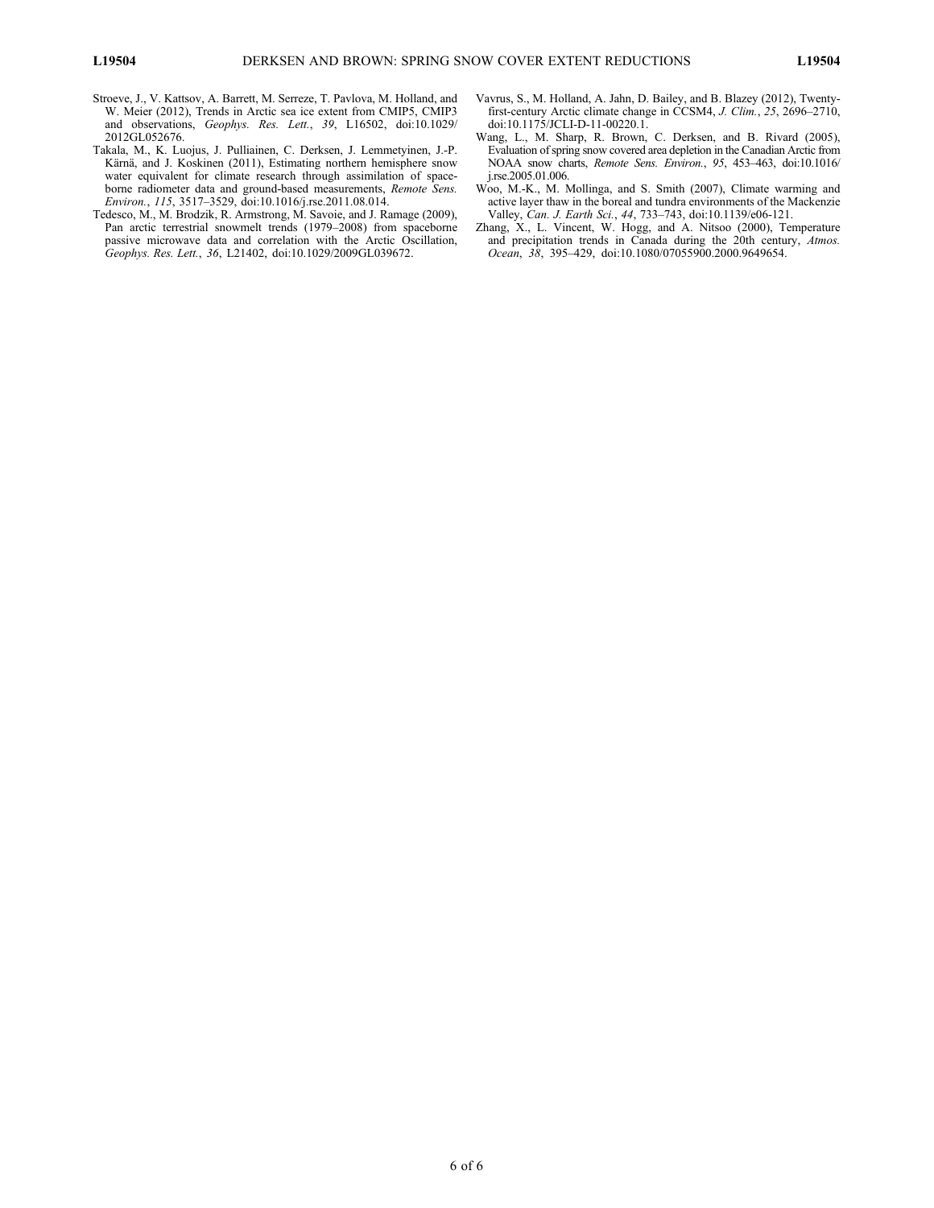Stroeve, J., V. Kattsov, A. Barrett, M. Serreze, T. Pavlova, M. Holland, and W. Meier (2012), Trends in Arctic sea ice extent from CMIP5, CMIP3 and observations, *Geophys. Res. Lett.*, *39*, L16502, doi:10.1029/2012GL052676.

Takala, M., K. Luojus, J. Pulliainen, C. Derksen, J. Lemmetyinen, J.-P. Kärnä, and J. Koskinen (2011), Estimating northern hemisphere snow water equivalent for climate research through assimilation of space-borne radiometer data and ground-based measurements, *Remote Sens. Environ.*, *115*, 3517–3529, doi:10.1016/j.rse.2011.08.014.

Tedesco, M., M. Brodzik, R. Armstrong, M. Savoie, and J. Ramage (2009), Pan arctic terrestrial snowmelt trends (1979–2008) from spaceborne passive microwave data and correlation with the Arctic Oscillation, *Geophys. Res. Lett.*, *36*, L21402, doi:10.1029/2009GL039672.

Vavrus, S., M. Holland, A. Jahn, D. Bailey, and B. Blazey (2012), Twenty-first-century Arctic climate change in CCSM4, *J. Clim.*, *25*, 2696–2710, doi:10.1175/JCLI-D-11-00220.1.

Wang, L., M. Sharp, R. Brown, C. Derksen, and B. Rivard (2005), Evaluation of spring snow covered area depletion in the Canadian Arctic from NOAA snow charts, *Remote Sens. Environ.*, *95*, 453–463, doi:10.1016/j.rse.2005.01.006.

Woo, M.-K., M. Mollinga, and S. Smith (2007), Climate warming and active layer thaw in the boreal and tundra environments of the Mackenzie Valley, *Can. J. Earth Sci.*, *44*, 733–743, doi:10.1139/e06-121.

Zhang, X., L. Vincent, W. Hogg, and A. Nitsoo (2000), Temperature and precipitation trends in Canada during the 20th century, *Atmos. Ocean*, *38*, 395–429, doi:10.1080/07055900.2000.9649654.